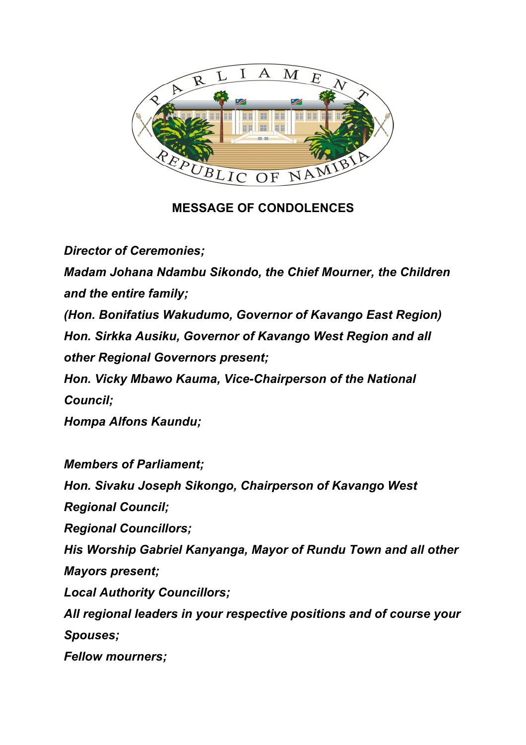PARLIAMENT

REPUBLIC OF NAMIBIA

**MESSAGE OF CONDOLENCES**

***Director of Ceremonies;***
***Madam Johana Ndambu Sikondo, the Chief Mourner, the Children and the entire family;***
***(Hon. Bonifatius Wakudumo, Governor of Kavango East Region)***
***Hon. Sirkka Ausiku, Governor of Kavango West Region and all other Regional Governors present;***
***Hon. Vicky Mbawo Kauma, Vice-Chairperson of the National Council;***
***Hompa Alfons Kaundu;***

***Members of Parliament;***
***Hon. Sivaku Joseph Sikongo, Chairperson of Kavango West Regional Council;***
***Regional Councillors;***
***His Worship Gabriel Kanyanga, Mayor of Rundu Town and all other Mayors present;***
***Local Authority Councillors;***
***All regional leaders in your respective positions and of course your Spouses;***
***Fellow mourners;***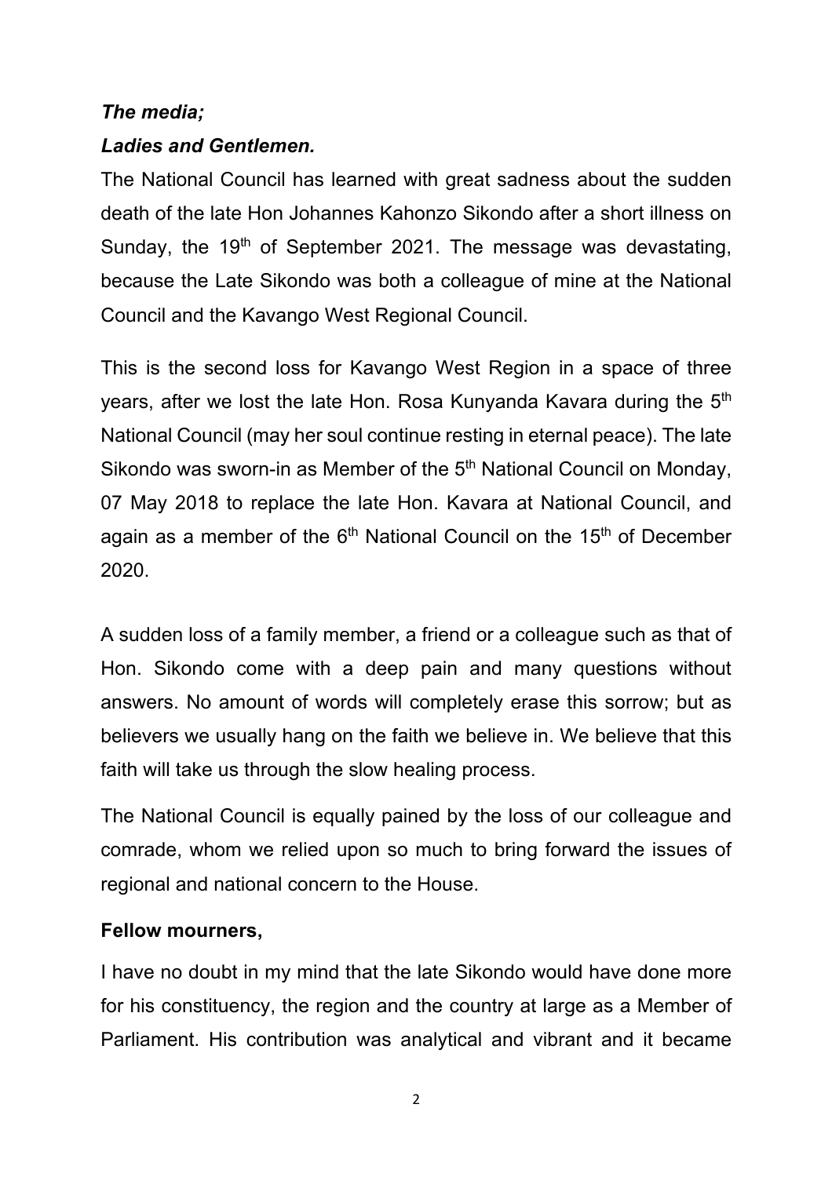***The media;***

***Ladies and Gentlemen.***

The National Council has learned with great sadness about the sudden death of the late Hon Johannes Kahonzo Sikondo after a short illness on Sunday, the 19th of September 2021. The message was devastating, because the Late Sikondo was both a colleague of mine at the National Council and the Kavango West Regional Council.

This is the second loss for Kavango West Region in a space of three years, after we lost the late Hon. Rosa Kunyanda Kavara during the 5th National Council (may her soul continue resting in eternal peace). The late Sikondo was sworn-in as Member of the 5th National Council on Monday, 07 May 2018 to replace the late Hon. Kavara at National Council, and again as a member of the 6th National Council on the 15th of December 2020.

A sudden loss of a family member, a friend or a colleague such as that of Hon. Sikondo come with a deep pain and many questions without answers. No amount of words will completely erase this sorrow; but as believers we usually hang on the faith we believe in. We believe that this faith will take us through the slow healing process.

The National Council is equally pained by the loss of our colleague and comrade, whom we relied upon so much to bring forward the issues of regional and national concern to the House.

**Fellow mourners,**

I have no doubt in my mind that the late Sikondo would have done more for his constituency, the region and the country at large as a Member of Parliament. His contribution was analytical and vibrant and it became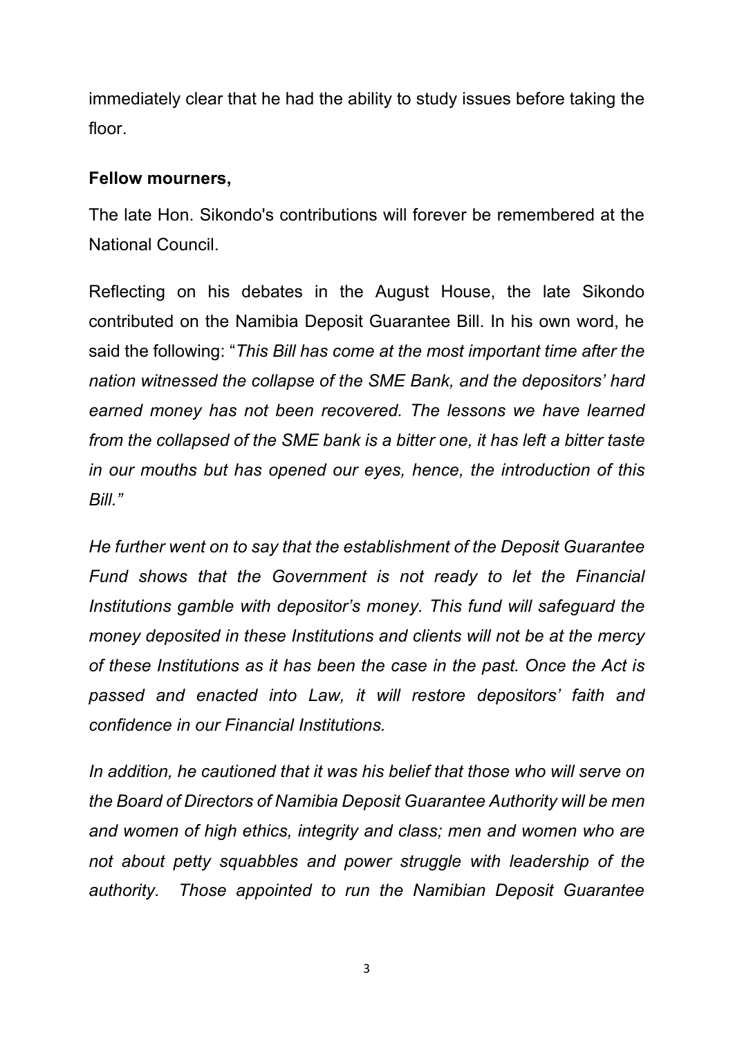immediately clear that he had the ability to study issues before taking the floor.

**Fellow mourners,**

The late Hon. Sikondo's contributions will forever be remembered at the National Council.

Reflecting on his debates in the August House, the late Sikondo contributed on the Namibia Deposit Guarantee Bill. In his own word, he said the following: "*This Bill has come at the most important time after the nation witnessed the collapse of the SME Bank, and the depositors' hard earned money has not been recovered. The lessons we have learned from the collapsed of the SME bank is a bitter one, it has left a bitter taste in our mouths but has opened our eyes, hence, the introduction of this Bill."*

*He further went on to say that the establishment of the Deposit Guarantee Fund shows that the Government is not ready to let the Financial Institutions gamble with depositor's money. This fund will safeguard the money deposited in these Institutions and clients will not be at the mercy of these Institutions as it has been the case in the past. Once the Act is passed and enacted into Law, it will restore depositors' faith and confidence in our Financial Institutions.*

*In addition, he cautioned that it was his belief that those who will serve on the Board of Directors of Namibia Deposit Guarantee Authority will be men and women of high ethics, integrity and class; men and women who are not about petty squabbles and power struggle with leadership of the authority. Those appointed to run the Namibian Deposit Guarantee*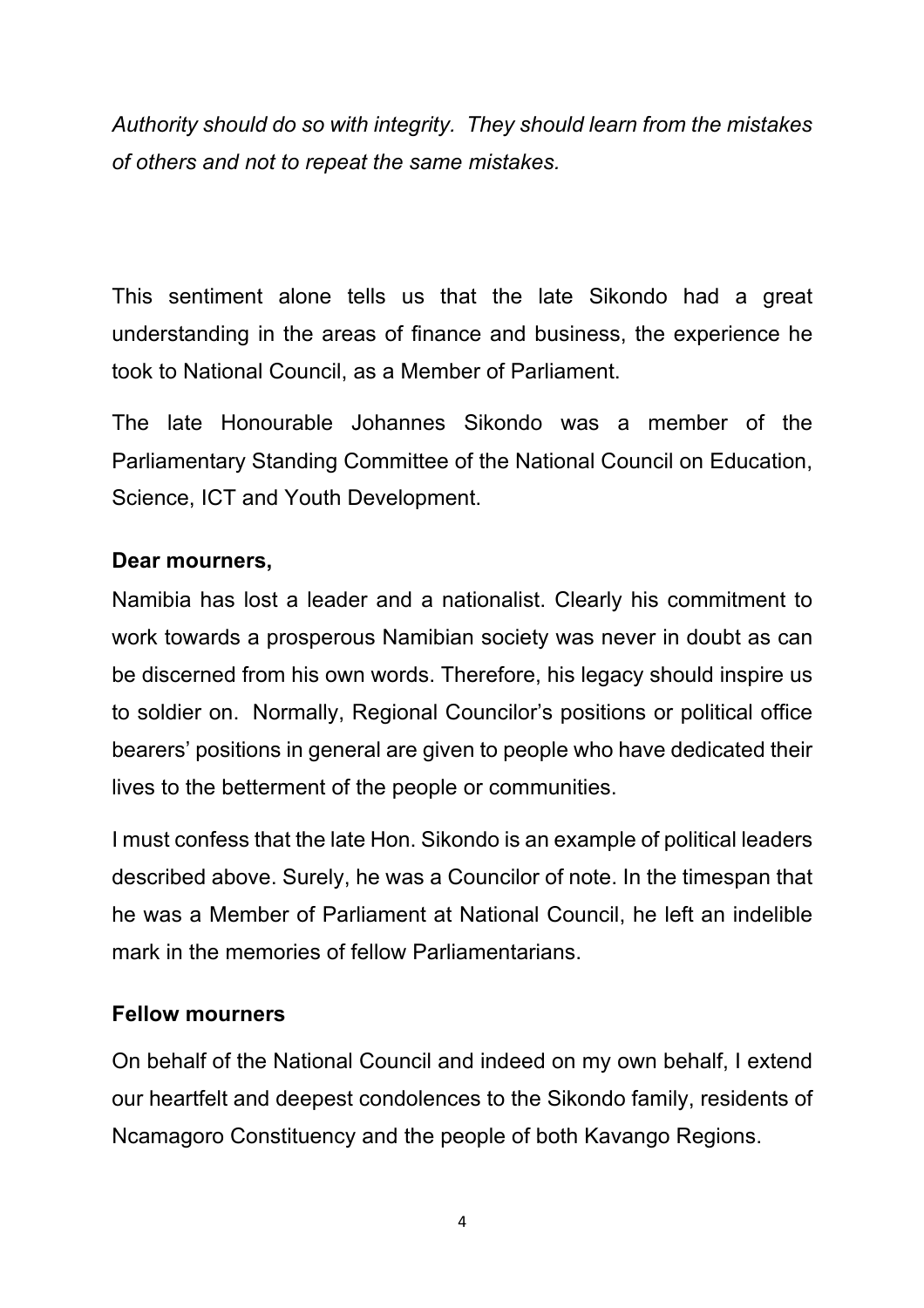*Authority should do so with integrity. They should learn from the mistakes of others and not to repeat the same mistakes.*

This sentiment alone tells us that the late Sikondo had a great understanding in the areas of finance and business, the experience he took to National Council, as a Member of Parliament.

The late Honourable Johannes Sikondo was a member of the Parliamentary Standing Committee of the National Council on Education, Science, ICT and Youth Development.

**Dear mourners,**

Namibia has lost a leader and a nationalist. Clearly his commitment to work towards a prosperous Namibian society was never in doubt as can be discerned from his own words. Therefore, his legacy should inspire us to soldier on. Normally, Regional Councilor's positions or political office bearers' positions in general are given to people who have dedicated their lives to the betterment of the people or communities.

I must confess that the late Hon. Sikondo is an example of political leaders described above. Surely, he was a Councilor of note. In the timespan that he was a Member of Parliament at National Council, he left an indelible mark in the memories of fellow Parliamentarians.

**Fellow mourners**

On behalf of the National Council and indeed on my own behalf, I extend our heartfelt and deepest condolences to the Sikondo family, residents of Ncamagoro Constituency and the people of both Kavango Regions.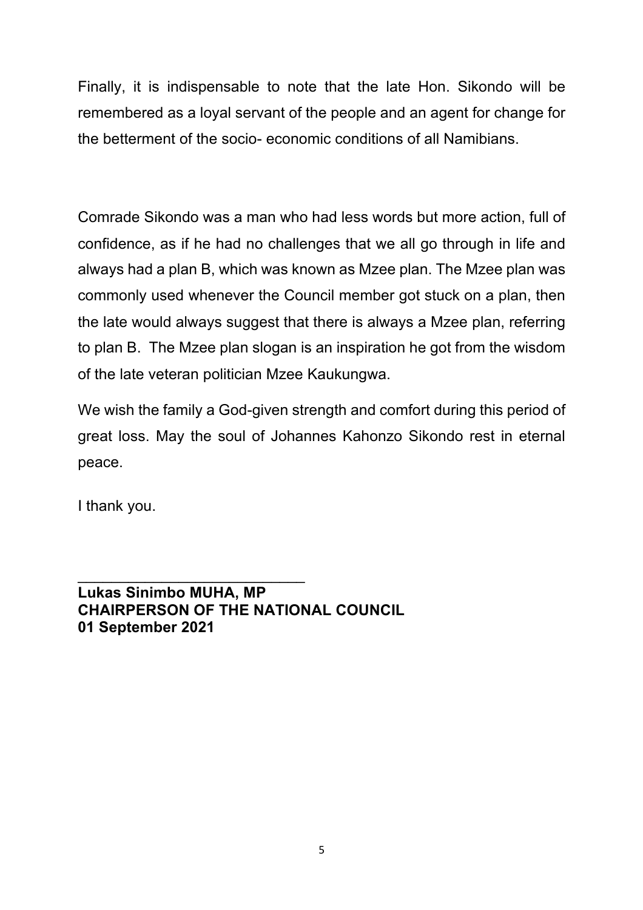Finally, it is indispensable to note that the late Hon. Sikondo will be remembered as a loyal servant of the people and an agent for change for the betterment of the socio- economic conditions of all Namibians.

Comrade Sikondo was a man who had less words but more action, full of confidence, as if he had no challenges that we all go through in life and always had a plan B, which was known as Mzee plan. The Mzee plan was commonly used whenever the Council member got stuck on a plan, then the late would always suggest that there is always a Mzee plan, referring to plan B. The Mzee plan slogan is an inspiration he got from the wisdom of the late veteran politician Mzee Kaukungwa.

We wish the family a God-given strength and comfort during this period of great loss. May the soul of Johannes Kahonzo Sikondo rest in eternal peace.

I thank you.

______________________________

**Lukas Sinimbo MUHA, MP**
**CHAIRPERSON OF THE NATIONAL COUNCIL**
**01 September 2021**